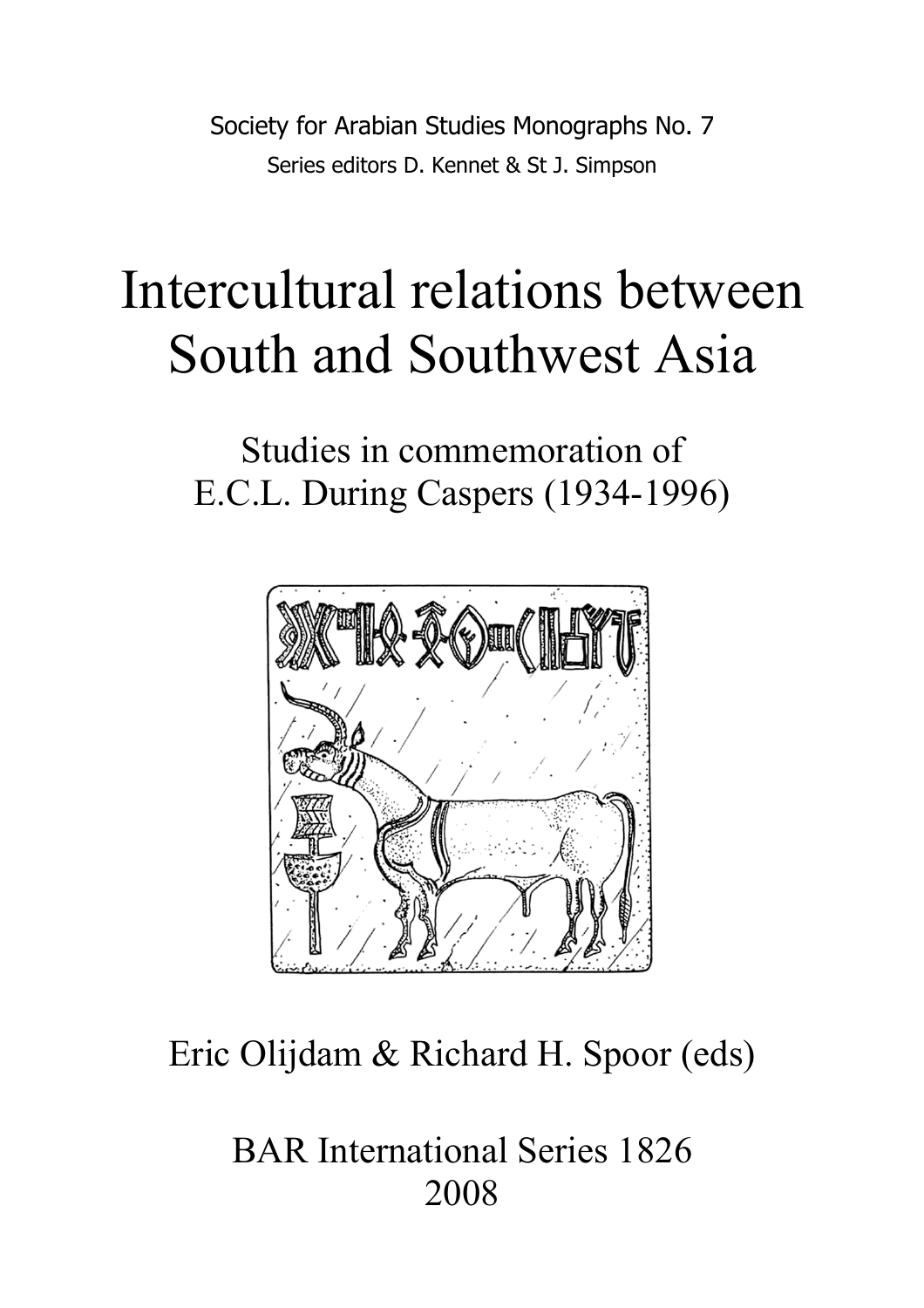Society for Arabian Studies Monographs No. 7

Series editors D. Kennet & St J. Simpson

# Intercultural relations between South and Southwest Asia

## Studies in commemoration of E.C.L. During Caspers (1934-1996)

Eric Olijdam & Richard H. Spoor (eds)

BAR International Series 1826

2008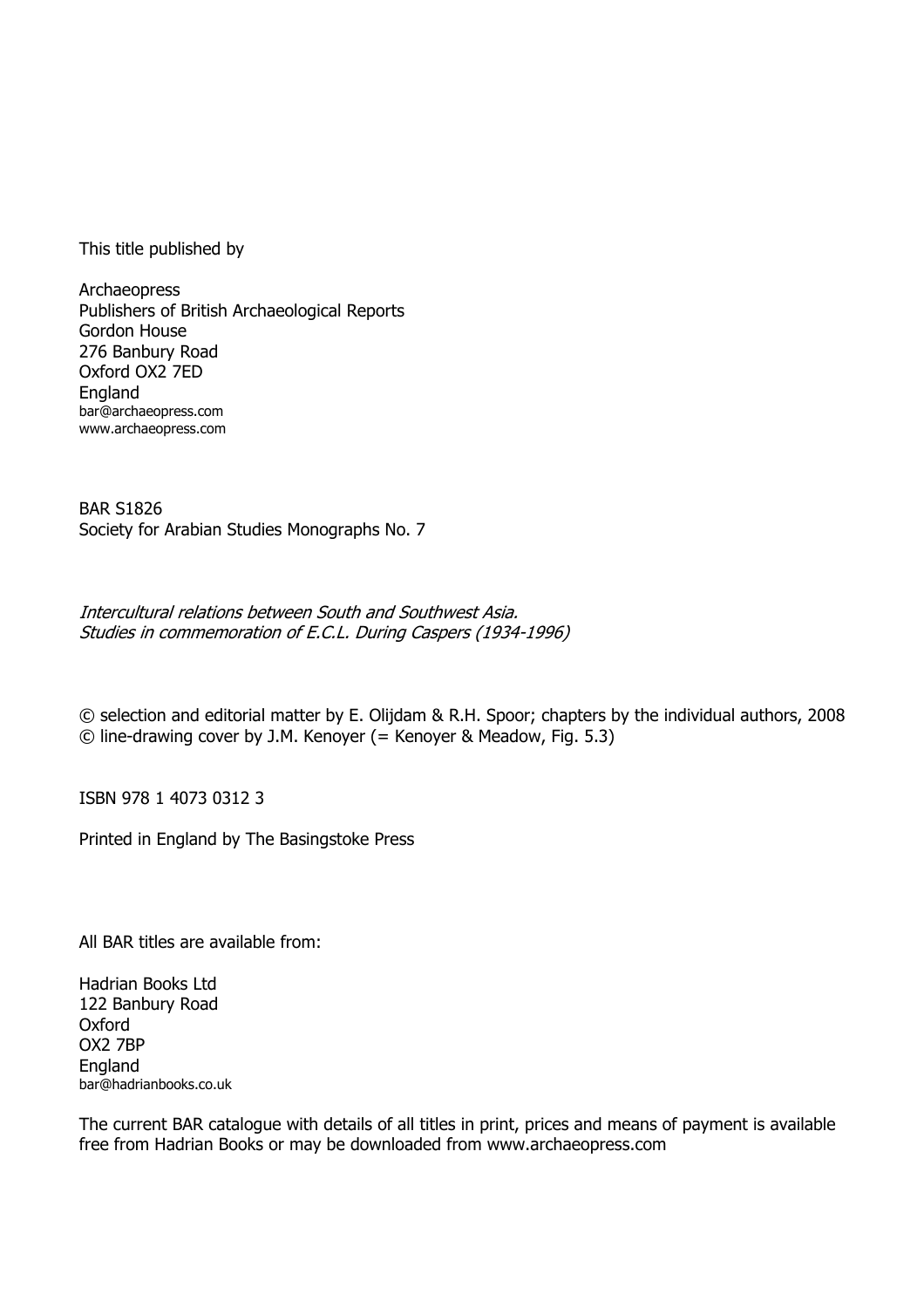This title published by

Archaeopress
Publishers of British Archaeological Reports
Gordon House
276 Banbury Road
Oxford OX2 7ED
England
bar@archaeopress.com
www.archaeopress.com

BAR S1826
Society for Arabian Studies Monographs No. 7

*Intercultural relations between South and Southwest Asia.*
*Studies in commemoration of E.C.L. During Caspers (1934-1996)*

© selection and editorial matter by E. Olijdam & R.H. Spoor; chapters by the individual authors, 2008
© line-drawing cover by J.M. Kenoyer (= Kenoyer & Meadow, Fig. 5.3)

ISBN 978 1 4073 0312 3

Printed in England by The Basingstoke Press

All BAR titles are available from:

Hadrian Books Ltd
122 Banbury Road
Oxford
OX2 7BP
England
bar@hadrianbooks.co.uk

The current BAR catalogue with details of all titles in print, prices and means of payment is available free from Hadrian Books or may be downloaded from www.archaeopress.com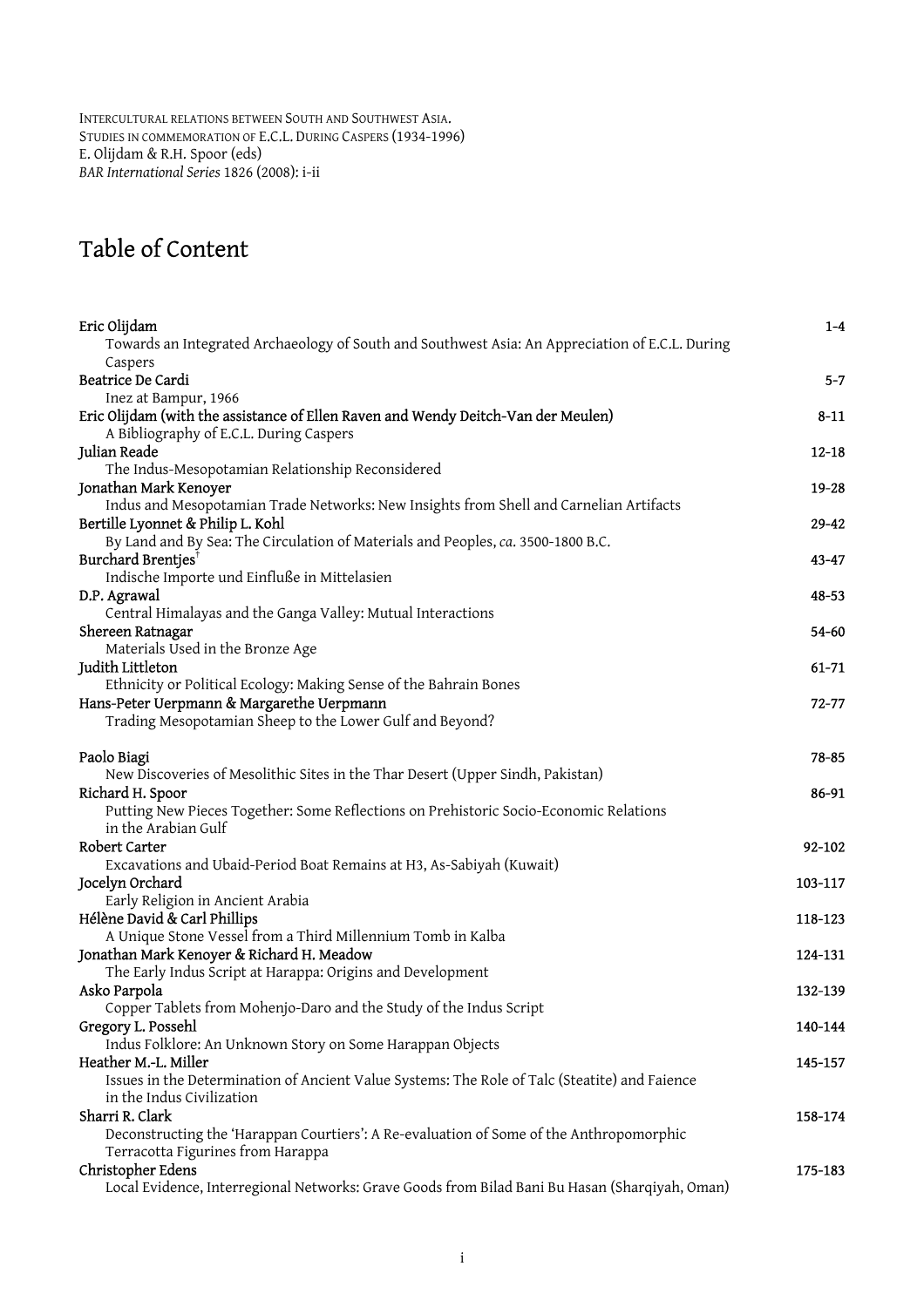INTERCULTURAL RELATIONS BETWEEN SOUTH AND SOUTHWEST ASIA.
STUDIES IN COMMEMORATION OF E.C.L. DURING CASPERS (1934-1996)
E. Olijdam & R.H. Spoor (eds)
*BAR International Series* 1826 (2008): i-ii

# Table of Content

Eric Olijdam — 1-4
Towards an Integrated Archaeology of South and Southwest Asia: An Appreciation of E.C.L. During Caspers

Beatrice De Cardi — 5-7
Inez at Bampur, 1966

Eric Olijdam (with the assistance of Ellen Raven and Wendy Deitch-Van der Meulen) — 8-11
A Bibliography of E.C.L. During Caspers

Julian Reade — 12-18
The Indus-Mesopotamian Relationship Reconsidered

Jonathan Mark Kenoyer — 19-28
Indus and Mesopotamian Trade Networks: New Insights from Shell and Carnelian Artifacts

Bertille Lyonnet & Philip L. Kohl — 29-42
By Land and By Sea: The Circulation of Materials and Peoples, *ca.* 3500-1800 B.C.

Burchard Brentjes† — 43-47
Indische Importe und Einfluße in Mittelasien

D.P. Agrawal — 48-53
Central Himalayas and the Ganga Valley: Mutual Interactions

Shereen Ratnagar — 54-60
Materials Used in the Bronze Age

Judith Littleton — 61-71
Ethnicity or Political Ecology: Making Sense of the Bahrain Bones

Hans-Peter Uerpmann & Margarethe Uerpmann — 72-77
Trading Mesopotamian Sheep to the Lower Gulf and Beyond?

Paolo Biagi — 78-85
New Discoveries of Mesolithic Sites in the Thar Desert (Upper Sindh, Pakistan)

Richard H. Spoor — 86-91
Putting New Pieces Together: Some Reflections on Prehistoric Socio-Economic Relations in the Arabian Gulf

Robert Carter — 92-102
Excavations and Ubaid-Period Boat Remains at H3, As-Sabiyah (Kuwait)

Jocelyn Orchard — 103-117
Early Religion in Ancient Arabia

Hélène David & Carl Phillips — 118-123
A Unique Stone Vessel from a Third Millennium Tomb in Kalba

Jonathan Mark Kenoyer & Richard H. Meadow — 124-131
The Early Indus Script at Harappa: Origins and Development

Asko Parpola — 132-139
Copper Tablets from Mohenjo-Daro and the Study of the Indus Script

Gregory L. Possehl — 140-144
Indus Folklore: An Unknown Story on Some Harappan Objects

Heather M.-L. Miller — 145-157
Issues in the Determination of Ancient Value Systems: The Role of Talc (Steatite) and Faience in the Indus Civilization

Sharri R. Clark — 158-174
Deconstructing the 'Harappan Courtiers': A Re-evaluation of Some of the Anthropomorphic Terracotta Figurines from Harappa

Christopher Edens — 175-183
Local Evidence, Interregional Networks: Grave Goods from Bilad Bani Bu Hasan (Sharqiyah, Oman)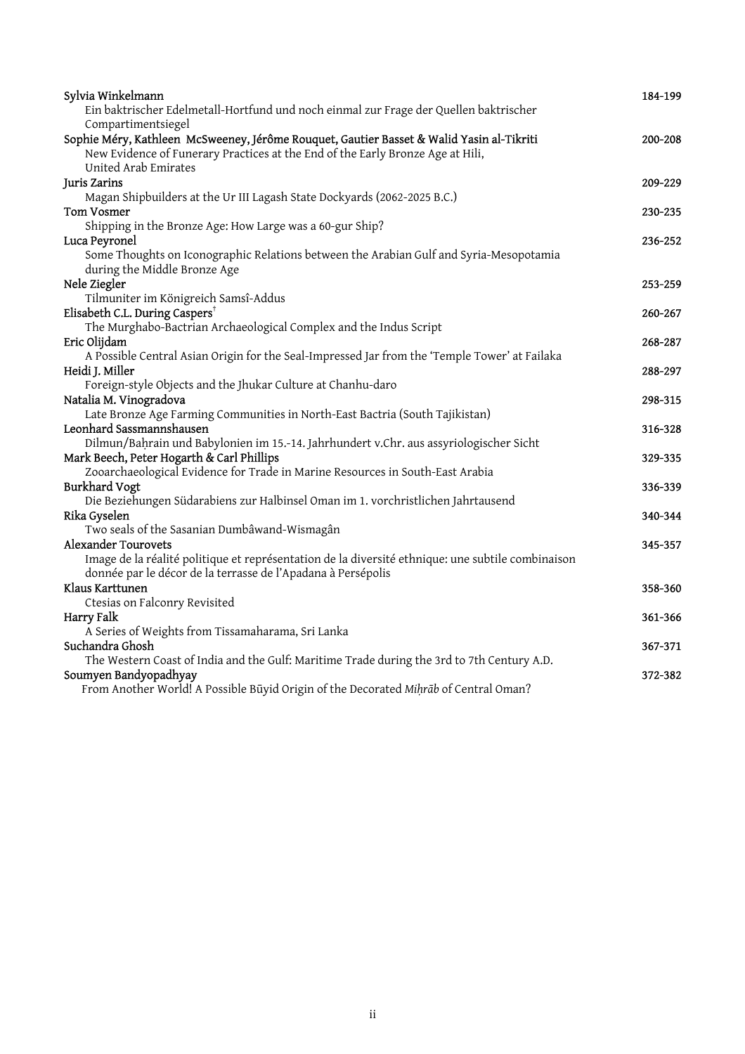| | |
|---|---|
| Sylvia Winkelmann<br>Ein baktrischer Edelmetall-Hortfund und noch einmal zur Frage der Quellen baktrischer Compartimentsiegel | 184-199 |
| Sophie Méry, Kathleen McSweeney, Jérôme Rouquet, Gautier Basset & Walid Yasin al-Tikriti<br>New Evidence of Funerary Practices at the End of the Early Bronze Age at Hili, United Arab Emirates | 200-208 |
| Juris Zarins<br>Magan Shipbuilders at the Ur III Lagash State Dockyards (2062-2025 B.C.) | 209-229 |
| Tom Vosmer<br>Shipping in the Bronze Age: How Large was a 60-gur Ship? | 230-235 |
| Luca Peyronel<br>Some Thoughts on Iconographic Relations between the Arabian Gulf and Syria-Mesopotamia during the Middle Bronze Age | 236-252 |
| Nele Ziegler<br>Tilmuniter im Königreich Samsî-Addus | 253-259 |
| Elisabeth C.L. During Caspers[†]<br>The Murghabo-Bactrian Archaeological Complex and the Indus Script | 260-267 |
| Eric Olijdam<br>A Possible Central Asian Origin for the Seal-Impressed Jar from the 'Temple Tower' at Failaka | 268-287 |
| Heidi J. Miller<br>Foreign-style Objects and the Jhukar Culture at Chanhu-daro | 288-297 |
| Natalia M. Vinogradova<br>Late Bronze Age Farming Communities in North-East Bactria (South Tajikistan) | 298-315 |
| Leonhard Sassmannshausen<br>Dilmun/Baḥrain und Babylonien im 15.-14. Jahrhundert v.Chr. aus assyriologischer Sicht | 316-328 |
| Mark Beech, Peter Hogarth & Carl Phillips<br>Zooarchaeological Evidence for Trade in Marine Resources in South-East Arabia | 329-335 |
| Burkhard Vogt<br>Die Beziehungen Südarabiens zur Halbinsel Oman im 1. vorchristlichen Jahrtausend | 336-339 |
| Rika Gyselen<br>Two seals of the Sasanian Dumbâwand-Wismagân | 340-344 |
| Alexander Tourovets<br>Image de la réalité politique et représentation de la diversité ethnique: une subtile combinaison donnée par le décor de la terrasse de l'Apadana à Persépolis | 345-357 |
| Klaus Karttunen<br>Ctesias on Falconry Revisited | 358-360 |
| Harry Falk<br>A Series of Weights from Tissamaharama, Sri Lanka | 361-366 |
| Suchandra Ghosh<br>The Western Coast of India and the Gulf: Maritime Trade during the 3rd to 7th Century A.D. | 367-371 |
| Soumyen Bandyopadhyay<br>From Another World! A Possible Būyid Origin of the Decorated *Miḥrāb* of Central Oman? | 372-382 |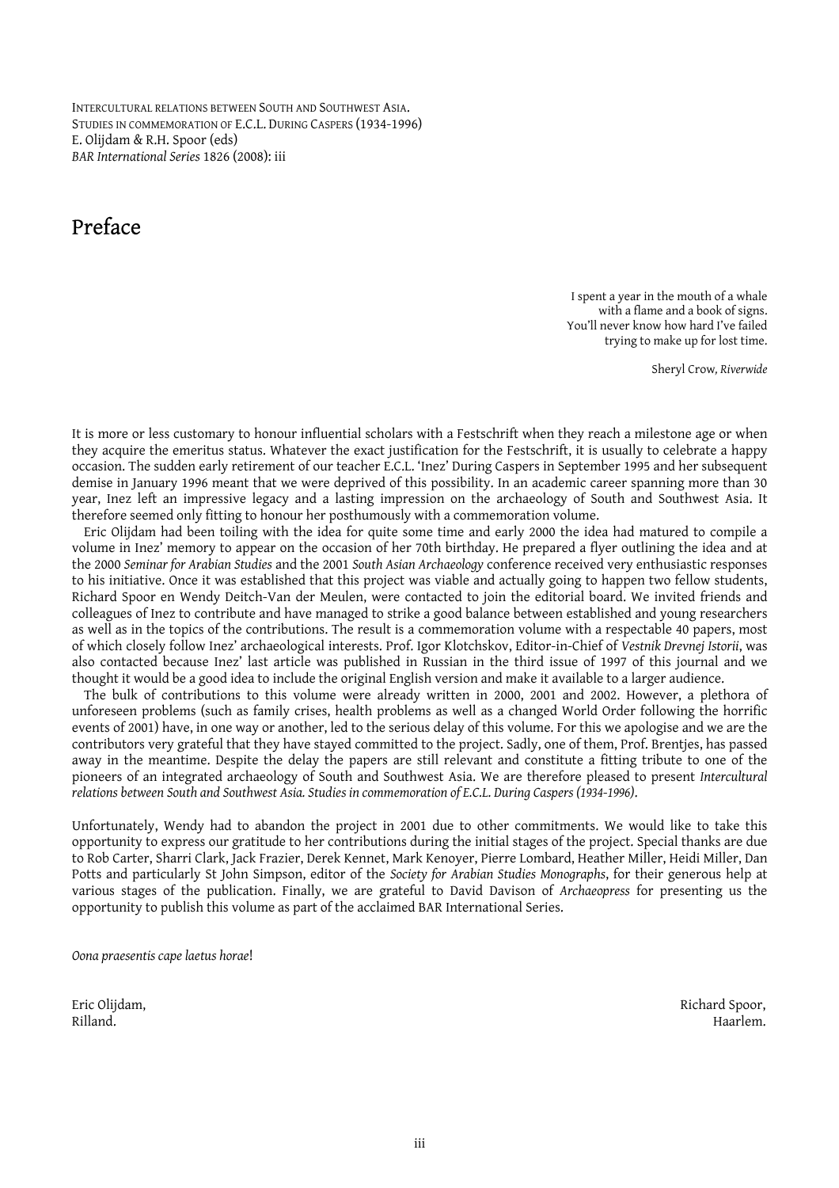INTERCULTURAL RELATIONS BETWEEN SOUTH AND SOUTHWEST ASIA.
STUDIES IN COMMEMORATION OF E.C.L. DURING CASPERS (1934-1996)
E. Olijdam & R.H. Spoor (eds)
*BAR International Series* 1826 (2008): iii

# Preface

> I spent a year in the mouth of a whale
> with a flame and a book of signs.
> You'll never know how hard I've failed
> trying to make up for lost time.
>
> Sheryl Crow, *Riverwide*

It is more or less customary to honour influential scholars with a Festschrift when they reach a milestone age or when they acquire the emeritus status. Whatever the exact justification for the Festschrift, it is usually to celebrate a happy occasion. The sudden early retirement of our teacher E.C.L. 'Inez' During Caspers in September 1995 and her subsequent demise in January 1996 meant that we were deprived of this possibility. In an academic career spanning more than 30 year, Inez left an impressive legacy and a lasting impression on the archaeology of South and Southwest Asia. It therefore seemed only fitting to honour her posthumously with a commemoration volume.

Eric Olijdam had been toiling with the idea for quite some time and early 2000 the idea had matured to compile a volume in Inez' memory to appear on the occasion of her 70th birthday. He prepared a flyer outlining the idea and at the 2000 *Seminar for Arabian Studies* and the 2001 *South Asian Archaeology* conference received very enthusiastic responses to his initiative. Once it was established that this project was viable and actually going to happen two fellow students, Richard Spoor en Wendy Deitch-Van der Meulen, were contacted to join the editorial board. We invited friends and colleagues of Inez to contribute and have managed to strike a good balance between established and young researchers as well as in the topics of the contributions. The result is a commemoration volume with a respectable 40 papers, most of which closely follow Inez' archaeological interests. Prof. Igor Klotchskov, Editor-in-Chief of *Vestnik Drevnej Istorii*, was also contacted because Inez' last article was published in Russian in the third issue of 1997 of this journal and we thought it would be a good idea to include the original English version and make it available to a larger audience.

The bulk of contributions to this volume were already written in 2000, 2001 and 2002. However, a plethora of unforeseen problems (such as family crises, health problems as well as a changed World Order following the horrific events of 2001) have, in one way or another, led to the serious delay of this volume. For this we apologise and we are the contributors very grateful that they have stayed committed to the project. Sadly, one of them, Prof. Brentjes, has passed away in the meantime. Despite the delay the papers are still relevant and constitute a fitting tribute to one of the pioneers of an integrated archaeology of South and Southwest Asia. We are therefore pleased to present *Intercultural relations between South and Southwest Asia. Studies in commemoration of E.C.L. During Caspers (1934-1996)*.

Unfortunately, Wendy had to abandon the project in 2001 due to other commitments. We would like to take this opportunity to express our gratitude to her contributions during the initial stages of the project. Special thanks are due to Rob Carter, Sharri Clark, Jack Frazier, Derek Kennet, Mark Kenoyer, Pierre Lombard, Heather Miller, Heidi Miller, Dan Potts and particularly St John Simpson, editor of the *Society for Arabian Studies Monographs*, for their generous help at various stages of the publication. Finally, we are grateful to David Davison of *Archaeopress* for presenting us the opportunity to publish this volume as part of the acclaimed BAR International Series.

*Oona praesentis cape laetus horae*!

Eric Olijdam,
Rilland.

Richard Spoor,
Haarlem.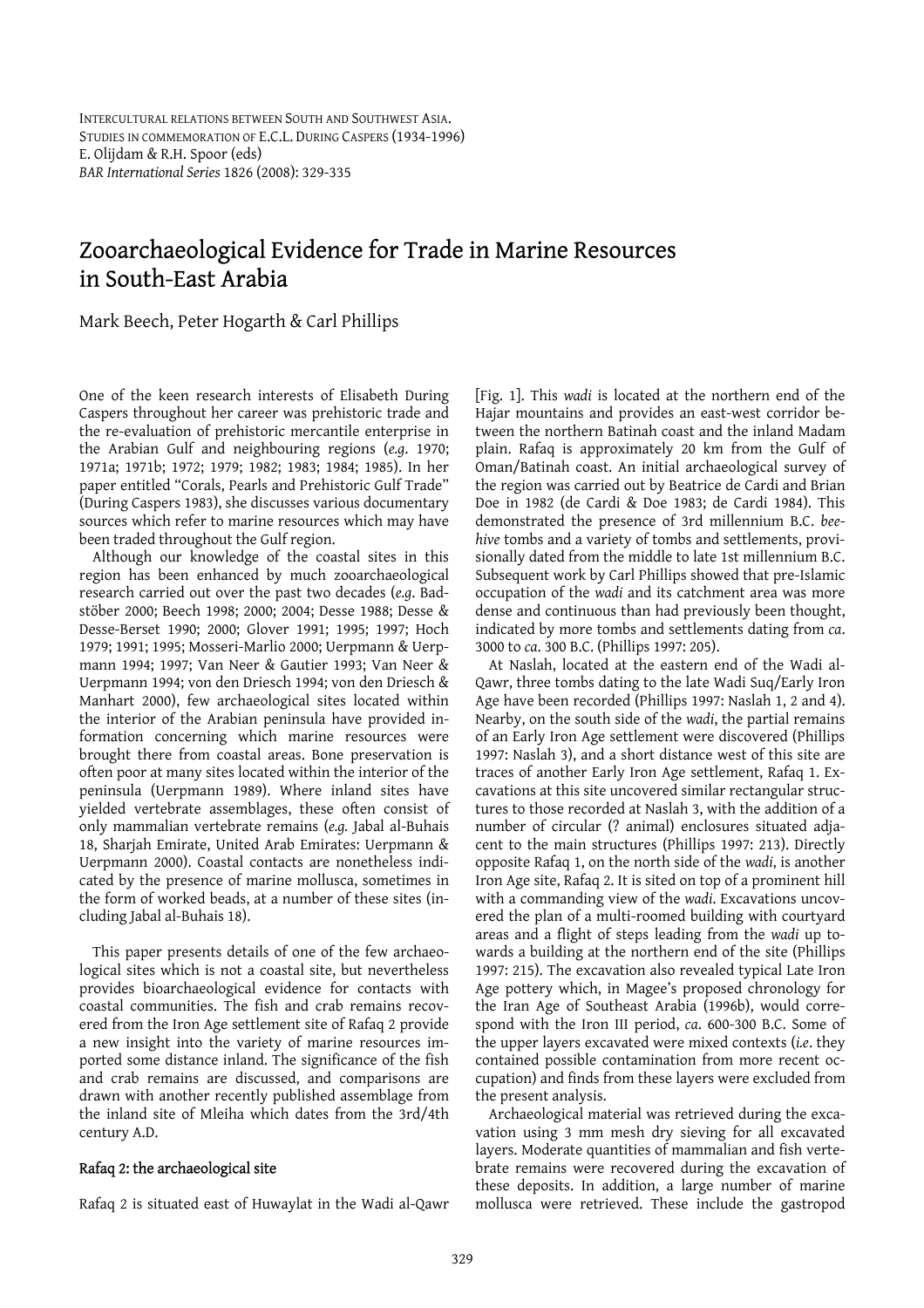INTERCULTURAL RELATIONS BETWEEN SOUTH AND SOUTHWEST ASIA.
STUDIES IN COMMEMORATION OF E.C.L. DURING CASPERS (1934-1996)
E. Olijdam & R.H. Spoor (eds)
*BAR International Series* 1826 (2008): 329-335

# Zooarchaeological Evidence for Trade in Marine Resources in South-East Arabia

Mark Beech, Peter Hogarth & Carl Phillips

One of the keen research interests of Elisabeth During Caspers throughout her career was prehistoric trade and the re-evaluation of prehistoric mercantile enterprise in the Arabian Gulf and neighbouring regions (*e.g.* 1970; 1971a; 1971b; 1972; 1979; 1982; 1983; 1984; 1985). In her paper entitled "Corals, Pearls and Prehistoric Gulf Trade" (During Caspers 1983), she discusses various documentary sources which refer to marine resources which may have been traded throughout the Gulf region.

Although our knowledge of the coastal sites in this region has been enhanced by much zooarchaeological research carried out over the past two decades (*e.g.* Badstöber 2000; Beech 1998; 2000; 2004; Desse 1988; Desse & Desse-Berset 1990; 2000; Glover 1991; 1995; 1997; Hoch 1979; 1991; 1995; Mosseri-Marlio 2000; Uerpmann & Uerpmann 1994; 1997; Van Neer & Gautier 1993; Van Neer & Uerpmann 1994; von den Driesch 1994; von den Driesch & Manhart 2000), few archaeological sites located within the interior of the Arabian peninsula have provided information concerning which marine resources were brought there from coastal areas. Bone preservation is often poor at many sites located within the interior of the peninsula (Uerpmann 1989). Where inland sites have yielded vertebrate assemblages, these often consist of only mammalian vertebrate remains (*e.g.* Jabal al-Buhais 18, Sharjah Emirate, United Arab Emirates: Uerpmann & Uerpmann 2000). Coastal contacts are nonetheless indicated by the presence of marine mollusca, sometimes in the form of worked beads, at a number of these sites (including Jabal al-Buhais 18).

This paper presents details of one of the few archaeological sites which is not a coastal site, but nevertheless provides bioarchaeological evidence for contacts with coastal communities. The fish and crab remains recovered from the Iron Age settlement site of Rafaq 2 provide a new insight into the variety of marine resources imported some distance inland. The significance of the fish and crab remains are discussed, and comparisons are drawn with another recently published assemblage from the inland site of Mleiha which dates from the 3rd/4th century A.D.

## Rafaq 2: the archaeological site

Rafaq 2 is situated east of Huwaylat in the Wadi al-Qawr [Fig. 1]. This *wadi* is located at the northern end of the Hajar mountains and provides an east-west corridor between the northern Batinah coast and the inland Madam plain. Rafaq is approximately 20 km from the Gulf of Oman/Batinah coast. An initial archaeological survey of the region was carried out by Beatrice de Cardi and Brian Doe in 1982 (de Cardi & Doe 1983; de Cardi 1984). This demonstrated the presence of 3rd millennium B.C. *beehive* tombs and a variety of tombs and settlements, provisionally dated from the middle to late 1st millennium B.C. Subsequent work by Carl Phillips showed that pre-Islamic occupation of the *wadi* and its catchment area was more dense and continuous than had previously been thought, indicated by more tombs and settlements dating from *ca.* 3000 to *ca.* 300 B.C. (Phillips 1997: 205).

At Naslah, located at the eastern end of the Wadi al-Qawr, three tombs dating to the late Wadi Suq/Early Iron Age have been recorded (Phillips 1997: Naslah 1, 2 and 4). Nearby, on the south side of the *wadi*, the partial remains of an Early Iron Age settlement were discovered (Phillips 1997: Naslah 3), and a short distance west of this site are traces of another Early Iron Age settlement, Rafaq 1. Excavations at this site uncovered similar rectangular structures to those recorded at Naslah 3, with the addition of a number of circular (? animal) enclosures situated adjacent to the main structures (Phillips 1997: 213). Directly opposite Rafaq 1, on the north side of the *wadi*, is another Iron Age site, Rafaq 2. It is sited on top of a prominent hill with a commanding view of the *wadi*. Excavations uncovered the plan of a multi-roomed building with courtyard areas and a flight of steps leading from the *wadi* up towards a building at the northern end of the site (Phillips 1997: 215). The excavation also revealed typical Late Iron Age pottery which, in Magee's proposed chronology for the Iran Age of Southeast Arabia (1996b), would correspond with the Iron III period, *ca.* 600-300 B.C. Some of the upper layers excavated were mixed contexts (*i.e.* they contained possible contamination from more recent occupation) and finds from these layers were excluded from the present analysis.

Archaeological material was retrieved during the excavation using 3 mm mesh dry sieving for all excavated layers. Moderate quantities of mammalian and fish vertebrate remains were recovered during the excavation of these deposits. In addition, a large number of marine mollusca were retrieved. These include the gastropod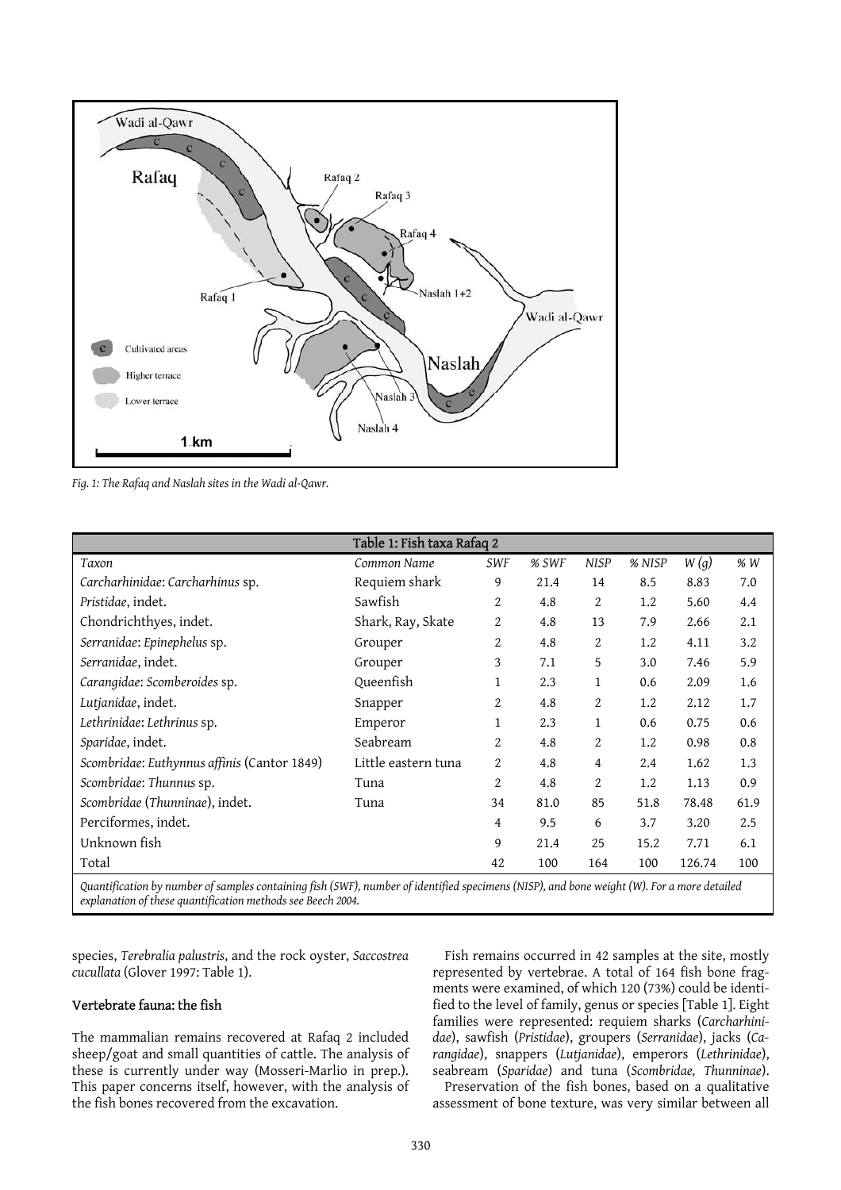Fig. 1: The Rafaq and Naslah sites in the Wadi al-Qawr.

| Table 1: Fish taxa Rafaq 2 | | | | | | | |
|---|---|---|---|---|---|---|---|
| *Taxon* | *Common Name* | *SWF* | *% SWF* | *NISP* | *% NISP* | *W (g)* | *% W* |
| *Carcharhinidae*: *Carcharhinus* sp. | Requiem shark | 9 | 21.4 | 14 | 8.5 | 8.83 | 7.0 |
| *Pristidae*, indet. | Sawfish | 2 | 4.8 | 2 | 1.2 | 5.60 | 4.4 |
| Chondrichthyes, indet. | Shark, Ray, Skate | 2 | 4.8 | 13 | 7.9 | 2.66 | 2.1 |
| *Serranidae*: *Epinephelus* sp. | Grouper | 2 | 4.8 | 2 | 1.2 | 4.11 | 3.2 |
| *Serranidae*, indet. | Grouper | 3 | 7.1 | 5 | 3.0 | 7.46 | 5.9 |
| *Carangidae*: *Scomberoides* sp. | Queenfish | 1 | 2.3 | 1 | 0.6 | 2.09 | 1.6 |
| *Lutjanidae*, indet. | Snapper | 2 | 4.8 | 2 | 1.2 | 2.12 | 1.7 |
| *Lethrinidae*: *Lethrinus* sp. | Emperor | 1 | 2.3 | 1 | 0.6 | 0.75 | 0.6 |
| *Sparidae*, indet. | Seabream | 2 | 4.8 | 2 | 1.2 | 0.98 | 0.8 |
| *Scombridae*: *Euthynnus affinis* (Cantor 1849) | Little eastern tuna | 2 | 4.8 | 4 | 2.4 | 1.62 | 1.3 |
| *Scombridae*: *Thunnus* sp. | Tuna | 2 | 4.8 | 2 | 1.2 | 1.13 | 0.9 |
| *Scombridae* (*Thunninae*), indet. | Tuna | 34 | 81.0 | 85 | 51.8 | 78.48 | 61.9 |
| Perciformes, indet. | | 4 | 9.5 | 6 | 3.7 | 3.20 | 2.5 |
| Unknown fish | | 9 | 21.4 | 25 | 15.2 | 7.71 | 6.1 |
| Total | | 42 | 100 | 164 | 100 | 126.74 | 100 |

*Quantification by number of samples containing fish (SWF), number of identified specimens (NISP), and bone weight (W). For a more detailed explanation of these quantification methods see Beech 2004.*

species, *Terebralia palustris*, and the rock oyster, *Saccostrea cucullata* (Glover 1997: Table 1).

### Vertebrate fauna: the fish

The mammalian remains recovered at Rafaq 2 included sheep/goat and small quantities of cattle. The analysis of these is currently under way (Mosseri-Marlio in prep.). This paper concerns itself, however, with the analysis of the fish bones recovered from the excavation.

Fish remains occurred in 42 samples at the site, mostly represented by vertebrae. A total of 164 fish bone fragments were examined, of which 120 (73%) could be identified to the level of family, genus or species [Table 1]. Eight families were represented: requiem sharks (*Carcharhinidae*), sawfish (*Pristidae*), groupers (*Serranidae*), jacks (*Carangidae*), snappers (*Lutjanidae*), emperors (*Lethrinidae*), seabream (*Sparidae*) and tuna (*Scombridae, Thunninae*).

Preservation of the fish bones, based on a qualitative assessment of bone texture, was very similar between all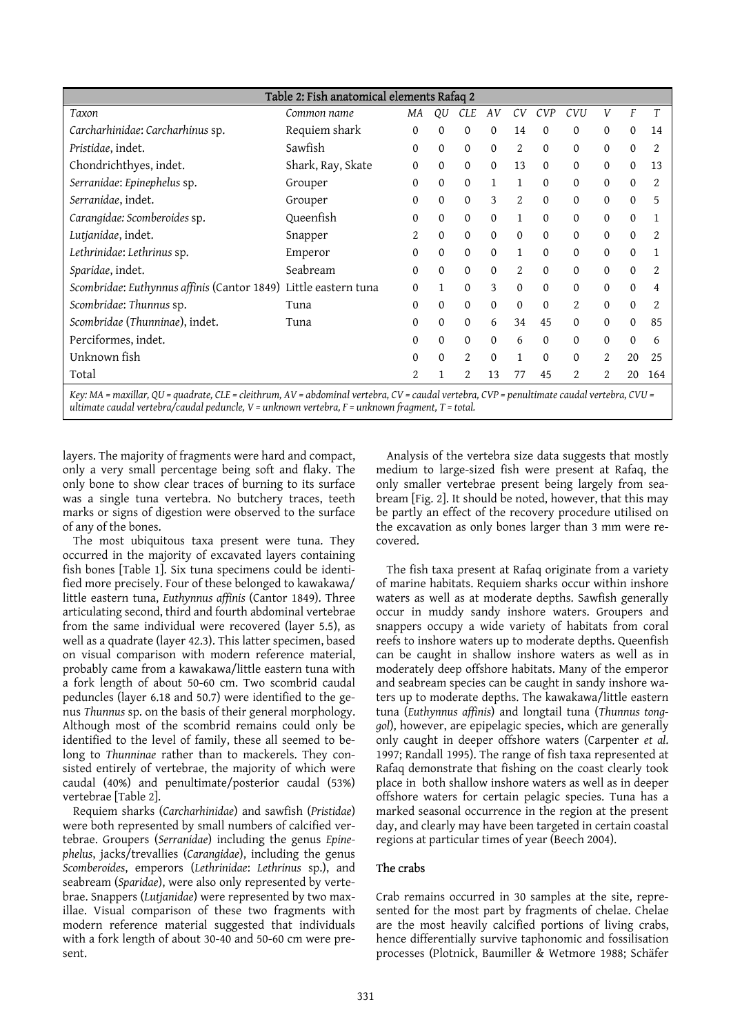| Table 2: Fish anatomical elements Rafaq 2 | | | | | | | | | | | |
|---|---|---|---|---|---|---|---|---|---|---|---|
| *Taxon* | *Common name* | *MA* | *QU* | *CLE* | *AV* | *CV* | *CVP* | *CVU* | *V* | *F* | *T* |
| *Carcharhinidae*: *Carcharhinus* sp. | Requiem shark | 0 | 0 | 0 | 0 | 14 | 0 | 0 | 0 | 0 | 14 |
| *Pristidae*, indet. | Sawfish | 0 | 0 | 0 | 0 | 2 | 0 | 0 | 0 | 0 | 2 |
| Chondrichthyes, indet. | Shark, Ray, Skate | 0 | 0 | 0 | 0 | 13 | 0 | 0 | 0 | 0 | 13 |
| *Serranidae*: *Epinephelus* sp. | Grouper | 0 | 0 | 0 | 1 | 1 | 0 | 0 | 0 | 0 | 2 |
| *Serranidae*, indet. | Grouper | 0 | 0 | 0 | 3 | 2 | 0 | 0 | 0 | 0 | 5 |
| *Carangidae: Scomberoides* sp. | Queenfish | 0 | 0 | 0 | 0 | 1 | 0 | 0 | 0 | 0 | 1 |
| *Lutjanidae*, indet. | Snapper | 2 | 0 | 0 | 0 | 0 | 0 | 0 | 0 | 0 | 2 |
| *Lethrinidae*: *Lethrinus* sp. | Emperor | 0 | 0 | 0 | 0 | 1 | 0 | 0 | 0 | 0 | 1 |
| *Sparidae*, indet. | Seabream | 0 | 0 | 0 | 0 | 2 | 0 | 0 | 0 | 0 | 2 |
| *Scombridae*: *Euthynnus affinis* (Cantor 1849) | Little eastern tuna | 0 | 1 | 0 | 3 | 0 | 0 | 0 | 0 | 0 | 4 |
| *Scombridae*: *Thunnus* sp. | Tuna | 0 | 0 | 0 | 0 | 0 | 0 | 2 | 0 | 0 | 2 |
| *Scombridae* (*Thunninae*), indet. | Tuna | 0 | 0 | 0 | 6 | 34 | 45 | 0 | 0 | 0 | 85 |
| Perciformes, indet. | | 0 | 0 | 0 | 0 | 6 | 0 | 0 | 0 | 0 | 6 |
| Unknown fish | | 0 | 0 | 2 | 0 | 1 | 0 | 0 | 2 | 20 | 25 |
| Total | | 2 | 1 | 2 | 13 | 77 | 45 | 2 | 2 | 20 | 164 |

*Key: MA = maxillar, QU = quadrate, CLE = cleithrum, AV = abdominal vertebra, CV = caudal vertebra, CVP = penultimate caudal vertebra, CVU = ultimate caudal vertebra/caudal peduncle, V = unknown vertebra, F = unknown fragment, T = total.*

layers. The majority of fragments were hard and compact, only a very small percentage being soft and flaky. The only bone to show clear traces of burning to its surface was a single tuna vertebra. No butchery traces, teeth marks or signs of digestion were observed to the surface of any of the bones.

The most ubiquitous taxa present were tuna. They occurred in the majority of excavated layers containing fish bones [Table 1]. Six tuna specimens could be identified more precisely. Four of these belonged to kawakawa/little eastern tuna, *Euthynnus affinis* (Cantor 1849). Three articulating second, third and fourth abdominal vertebrae from the same individual were recovered (layer 5.5), as well as a quadrate (layer 42.3). This latter specimen, based on visual comparison with modern reference material, probably came from a kawakawa/little eastern tuna with a fork length of about 50-60 cm. Two scombrid caudal peduncles (layer 6.18 and 50.7) were identified to the genus *Thunnus* sp. on the basis of their general morphology. Although most of the scombrid remains could only be identified to the level of family, these all seemed to belong to *Thunninae* rather than to mackerels. They consisted entirely of vertebrae, the majority of which were caudal (40%) and penultimate/posterior caudal (53%) vertebrae [Table 2].

Requiem sharks (*Carcharhinidae*) and sawfish (*Pristidae*) were both represented by small numbers of calcified vertebrae. Groupers (*Serranidae*) including the genus *Epinephelus*, jacks/trevallies (*Carangidae*), including the genus *Scomberoides*, emperors (*Lethrinidae*: *Lethrinus* sp.), and seabream (*Sparidae*), were also only represented by vertebrae. Snappers (*Lutjanidae*) were represented by two maxillae. Visual comparison of these two fragments with modern reference material suggested that individuals with a fork length of about 30-40 and 50-60 cm were present.

Analysis of the vertebra size data suggests that mostly medium to large-sized fish were present at Rafaq, the only smaller vertebrae present being largely from seabream [Fig. 2]. It should be noted, however, that this may be partly an effect of the recovery procedure utilised on the excavation as only bones larger than 3 mm were recovered.

The fish taxa present at Rafaq originate from a variety of marine habitats. Requiem sharks occur within inshore waters as well as at moderate depths. Sawfish generally occur in muddy sandy inshore waters. Groupers and snappers occupy a wide variety of habitats from coral reefs to inshore waters up to moderate depths. Queenfish can be caught in shallow inshore waters as well as in moderately deep offshore habitats. Many of the emperor and seabream species can be caught in sandy inshore waters up to moderate depths. The kawakawa/little eastern tuna (*Euthynnus affinis*) and longtail tuna (*Thunnus tonggol*), however, are epipelagic species, which are generally only caught in deeper offshore waters (Carpenter *et al.* 1997; Randall 1995). The range of fish taxa represented at Rafaq demonstrate that fishing on the coast clearly took place in both shallow inshore waters as well as in deeper offshore waters for certain pelagic species. Tuna has a marked seasonal occurrence in the region at the present day, and clearly may have been targeted in certain coastal regions at particular times of year (Beech 2004).

## The crabs

Crab remains occurred in 30 samples at the site, represented for the most part by fragments of chelae. Chelae are the most heavily calcified portions of living crabs, hence differentially survive taphonomic and fossilisation processes (Plotnick, Baumiller & Wetmore 1988; Schäfer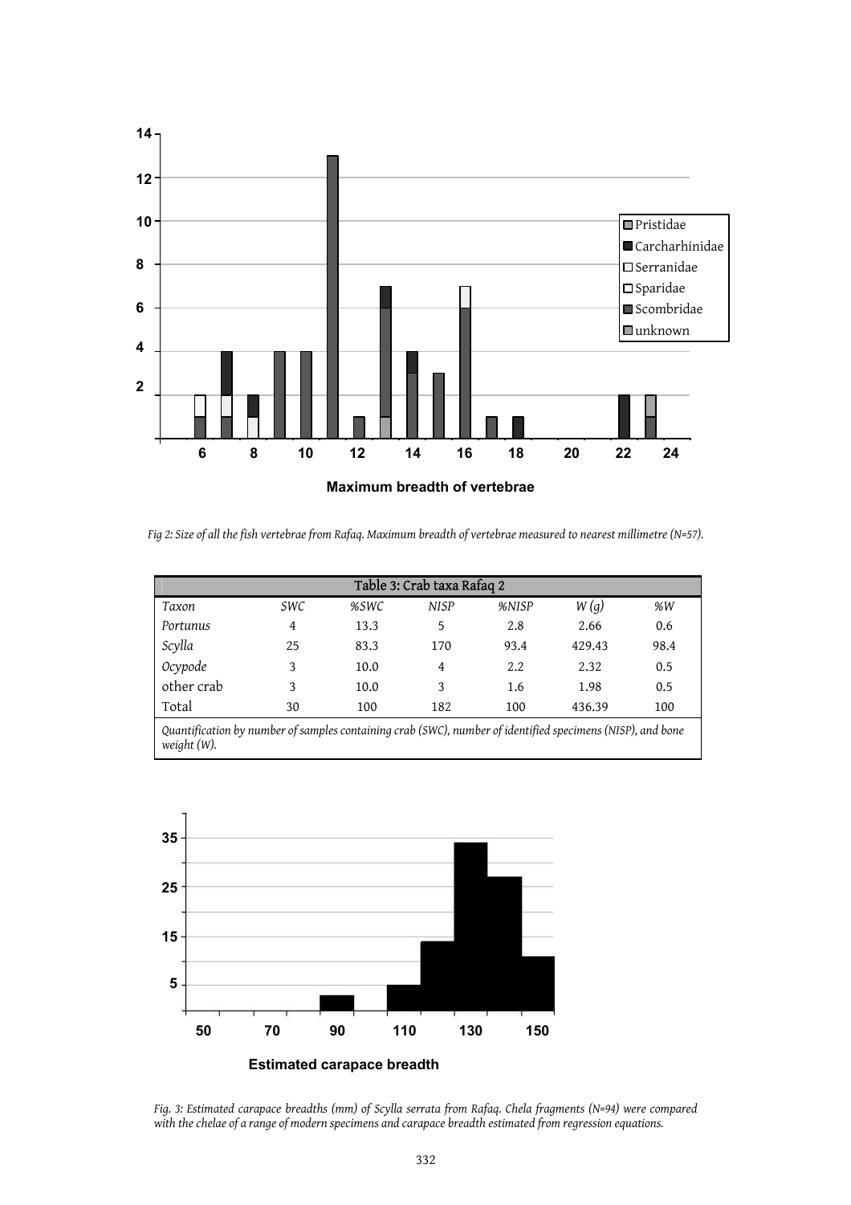*Fig 2: Size of all the fish vertebrae from Rafaq. Maximum breadth of vertebrae measured to nearest millimetre (N=57).*

| Table 3: Crab taxa Rafaq 2 | | | | | | |
|---|---|---|---|---|---|---|
| *Taxon* | *SWC* | *%SWC* | *NISP* | *%NISP* | *W (g)* | *%W* |
| *Portunus* | 4 | 13.3 | 5 | 2.8 | 2.66 | 0.6 |
| *Scylla* | 25 | 83.3 | 170 | 93.4 | 429.43 | 98.4 |
| *Ocypode* | 3 | 10.0 | 4 | 2.2 | 2.32 | 0.5 |
| other crab | 3 | 10.0 | 3 | 1.6 | 1.98 | 0.5 |
| Total | 30 | 100 | 182 | 100 | 436.39 | 100 |

*Quantification by number of samples containing crab (SWC), number of identified specimens (NISP), and bone weight (W).*

*Fig. 3: Estimated carapace breadths (mm) of Scylla serrata from Rafaq. Chela fragments (N=94) were compared with the chelae of a range of modern specimens and carapace breadth estimated from regression equations.*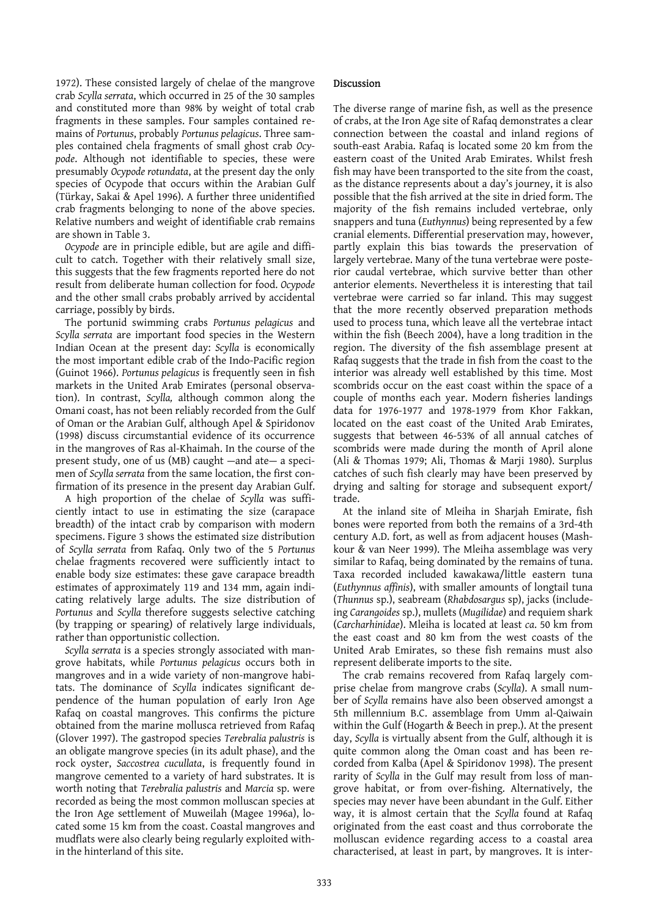1972). These consisted largely of chelae of the mangrove crab *Scylla serrata*, which occurred in 25 of the 30 samples and constituted more than 98% by weight of total crab fragments in these samples. Four samples contained remains of *Portunus*, probably *Portunus pelagicus*. Three samples contained chela fragments of small ghost crab *Ocypode*. Although not identifiable to species, these were presumably *Ocypode rotundata*, at the present day the only species of Ocypode that occurs within the Arabian Gulf (Türkay, Sakai & Apel 1996). A further three unidentified crab fragments belonging to none of the above species. Relative numbers and weight of identifiable crab remains are shown in Table 3.

*Ocypode* are in principle edible, but are agile and difficult to catch. Together with their relatively small size, this suggests that the few fragments reported here do not result from deliberate human collection for food. *Ocypode* and the other small crabs probably arrived by accidental carriage, possibly by birds.

The portunid swimming crabs *Portunus pelagicus* and *Scylla serrata* are important food species in the Western Indian Ocean at the present day: *Scylla* is economically the most important edible crab of the Indo-Pacific region (Guinot 1966). *Portunus pelagicus* is frequently seen in fish markets in the United Arab Emirates (personal observation). In contrast, *Scylla,* although common along the Omani coast, has not been reliably recorded from the Gulf of Oman or the Arabian Gulf, although Apel & Spiridonov (1998) discuss circumstantial evidence of its occurrence in the mangroves of Ras al-Khaimah. In the course of the present study, one of us (MB) caught —and ate— a specimen of *Scylla serrata* from the same location, the first confirmation of its presence in the present day Arabian Gulf.

A high proportion of the chelae of *Scylla* was sufficiently intact to use in estimating the size (carapace breadth) of the intact crab by comparison with modern specimens. Figure 3 shows the estimated size distribution of *Scylla serrata* from Rafaq. Only two of the 5 *Portunus* chelae fragments recovered were sufficiently intact to enable body size estimates: these gave carapace breadth estimates of approximately 119 and 134 mm, again indicating relatively large adults. The size distribution of *Portunus* and *Scylla* therefore suggests selective catching (by trapping or spearing) of relatively large individuals, rather than opportunistic collection.

*Scylla serrata* is a species strongly associated with mangrove habitats, while *Portunus pelagicus* occurs both in mangroves and in a wide variety of non-mangrove habitats. The dominance of *Scylla* indicates significant dependence of the human population of early Iron Age Rafaq on coastal mangroves. This confirms the picture obtained from the marine mollusca retrieved from Rafaq (Glover 1997). The gastropod species *Terebralia palustris* is an obligate mangrove species (in its adult phase), and the rock oyster, *Saccostrea cucullata*, is frequently found in mangrove cemented to a variety of hard substrates. It is worth noting that *Terebralia palustris* and *Marcia* sp. were recorded as being the most common molluscan species at the Iron Age settlement of Muweilah (Magee 1996a), located some 15 km from the coast. Coastal mangroves and mudflats were also clearly being regularly exploited within the hinterland of this site.

## Discussion

The diverse range of marine fish, as well as the presence of crabs, at the Iron Age site of Rafaq demonstrates a clear connection between the coastal and inland regions of south-east Arabia. Rafaq is located some 20 km from the eastern coast of the United Arab Emirates. Whilst fresh fish may have been transported to the site from the coast, as the distance represents about a day's journey, it is also possible that the fish arrived at the site in dried form. The majority of the fish remains included vertebrae, only snappers and tuna (*Euthynnus*) being represented by a few cranial elements. Differential preservation may, however, partly explain this bias towards the preservation of largely vertebrae. Many of the tuna vertebrae were posterior caudal vertebrae, which survive better than other anterior elements. Nevertheless it is interesting that tail vertebrae were carried so far inland. This may suggest that the more recently observed preparation methods used to process tuna, which leave all the vertebrae intact within the fish (Beech 2004), have a long tradition in the region. The diversity of the fish assemblage present at Rafaq suggests that the trade in fish from the coast to the interior was already well established by this time. Most scombrids occur on the east coast within the space of a couple of months each year. Modern fisheries landings data for 1976-1977 and 1978-1979 from Khor Fakkan, located on the east coast of the United Arab Emirates, suggests that between 46-53% of all annual catches of scombrids were made during the month of April alone (Ali & Thomas 1979; Ali, Thomas & Marji 1980). Surplus catches of such fish clearly may have been preserved by drying and salting for storage and subsequent export/trade.

At the inland site of Mleiha in Sharjah Emirate, fish bones were reported from both the remains of a 3rd-4th century A.D. fort, as well as from adjacent houses (Mashkour & van Neer 1999). The Mleiha assemblage was very similar to Rafaq, being dominated by the remains of tuna. Taxa recorded included kawakawa/little eastern tuna (*Euthynnus affinis*), with smaller amounts of longtail tuna (*Thunnus* sp.), seabream (*Rhabdosargus* sp), jacks (including *Carangoides* sp.), mullets (*Mugilidae*) and requiem shark (*Carcharhinidae*). Mleiha is located at least *ca*. 50 km from the east coast and 80 km from the west coasts of the United Arab Emirates, so these fish remains must also represent deliberate imports to the site.

The crab remains recovered from Rafaq largely comprise chelae from mangrove crabs (*Scylla*). A small number of *Scylla* remains have also been observed amongst a 5th millennium B.C. assemblage from Umm al-Qaiwain within the Gulf (Hogarth & Beech in prep.). At the present day, *Scylla* is virtually absent from the Gulf, although it is quite common along the Oman coast and has been recorded from Kalba (Apel & Spiridonov 1998). The present rarity of *Scylla* in the Gulf may result from loss of mangrove habitat, or from over-fishing. Alternatively, the species may never have been abundant in the Gulf. Either way, it is almost certain that the *Scylla* found at Rafaq originated from the east coast and thus corroborate the molluscan evidence regarding access to a coastal area characterised, at least in part, by mangroves. It is inter-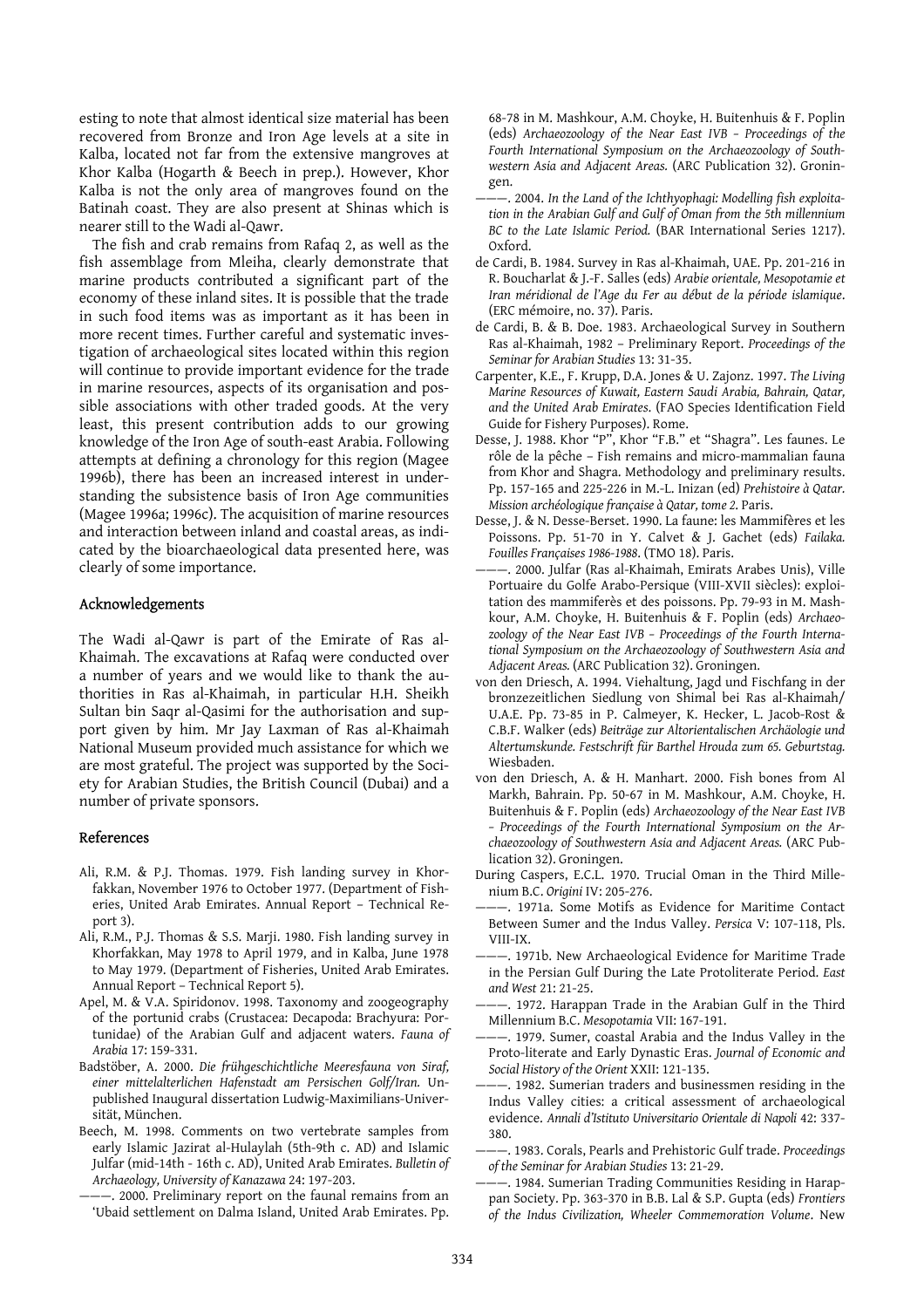esting to note that almost identical size material has been recovered from Bronze and Iron Age levels at a site in Kalba, located not far from the extensive mangroves at Khor Kalba (Hogarth & Beech in prep.). However, Khor Kalba is not the only area of mangroves found on the Batinah coast. They are also present at Shinas which is nearer still to the Wadi al-Qawr.

The fish and crab remains from Rafaq 2, as well as the fish assemblage from Mleiha, clearly demonstrate that marine products contributed a significant part of the economy of these inland sites. It is possible that the trade in such food items was as important as it has been in more recent times. Further careful and systematic investigation of archaeological sites located within this region will continue to provide important evidence for the trade in marine resources, aspects of its organisation and possible associations with other traded goods. At the very least, this present contribution adds to our growing knowledge of the Iron Age of south-east Arabia. Following attempts at defining a chronology for this region (Magee 1996b), there has been an increased interest in understanding the subsistence basis of Iron Age communities (Magee 1996a; 1996c). The acquisition of marine resources and interaction between inland and coastal areas, as indicated by the bioarchaeological data presented here, was clearly of some importance.

## Acknowledgements

The Wadi al-Qawr is part of the Emirate of Ras al-Khaimah. The excavations at Rafaq were conducted over a number of years and we would like to thank the authorities in Ras al-Khaimah, in particular H.H. Sheikh Sultan bin Saqr al-Qasimi for the authorisation and support given by him. Mr Jay Laxman of Ras al-Khaimah National Museum provided much assistance for which we are most grateful. The project was supported by the Society for Arabian Studies, the British Council (Dubai) and a number of private sponsors.

## References

Ali, R.M. & P.J. Thomas. 1979. Fish landing survey in Khorfakkan, November 1976 to October 1977. (Department of Fisheries, United Arab Emirates. Annual Report – Technical Report 3).

Ali, R.M., P.J. Thomas & S.S. Marji. 1980. Fish landing survey in Khorfakkan, May 1978 to April 1979, and in Kalba, June 1978 to May 1979. (Department of Fisheries, United Arab Emirates. Annual Report – Technical Report 5).

Apel, M. & V.A. Spiridonov. 1998. Taxonomy and zoogeography of the portunid crabs (Crustacea: Decapoda: Brachyura: Portunidae) of the Arabian Gulf and adjacent waters. *Fauna of Arabia* 17: 159-331.

Badstöber, A. 2000. *Die frühgeschichtliche Meeresfauna von Siraf, einer mittelalterlichen Hafenstadt am Persischen Golf/Iran.* Unpublished Inaugural dissertation Ludwig-Maximilians-Universität, München.

Beech, M. 1998. Comments on two vertebrate samples from early Islamic Jazirat al-Hulaylah (5th-9th c. AD) and Islamic Julfar (mid-14th - 16th c. AD), United Arab Emirates. *Bulletin of Archaeology, University of Kanazawa* 24: 197-203.

———. 2000. Preliminary report on the faunal remains from an 'Ubaid settlement on Dalma Island, United Arab Emirates. Pp. 68-78 in M. Mashkour, A.M. Choyke, H. Buitenhuis & F. Poplin (eds) *Archaeozoology of the Near East IVB – Proceedings of the Fourth International Symposium on the Archaeozoology of Southwestern Asia and Adjacent Areas.* (ARC Publication 32). Groningen.

———. 2004. *In the Land of the Ichthyophagi: Modelling fish exploitation in the Arabian Gulf and Gulf of Oman from the 5th millennium BC to the Late Islamic Period.* (BAR International Series 1217). Oxford.

de Cardi, B. 1984. Survey in Ras al-Khaimah, UAE. Pp. 201-216 in R. Boucharlat & J.-F. Salles (eds) *Arabie orientale, Mesopotamie et Iran méridional de l'Age du Fer au début de la période islamique*. (ERC mémoire, no. 37). Paris.

de Cardi, B. & B. Doe. 1983. Archaeological Survey in Southern Ras al-Khaimah, 1982 – Preliminary Report. *Proceedings of the Seminar for Arabian Studies* 13: 31-35.

Carpenter, K.E., F. Krupp, D.A. Jones & U. Zajonz. 1997. *The Living Marine Resources of Kuwait, Eastern Saudi Arabia, Bahrain, Qatar, and the United Arab Emirates.* (FAO Species Identification Field Guide for Fishery Purposes). Rome.

Desse, J. 1988. Khor "P", Khor "F.B." et "Shagra". Les faunes. Le rôle de la pêche – Fish remains and micro-mammalian fauna from Khor and Shagra. Methodology and preliminary results. Pp. 157-165 and 225-226 in M.-L. Inizan (ed) *Prehistoire à Qatar. Mission archéologique française à Qatar, tome 2*. Paris.

Desse, J. & N. Desse-Berset. 1990. La faune: les Mammifères et les Poissons. Pp. 51-70 in Y. Calvet & J. Gachet (eds) *Failaka. Fouilles Françaises 1986-1988*. (TMO 18). Paris.

———. 2000. Julfar (Ras al-Khaimah, Emirats Arabes Unis), Ville Portuaire du Golfe Arabo-Persique (VIII-XVII siècles): exploitation des mammiferès et des poissons. Pp. 79-93 in M. Mashkour, A.M. Choyke, H. Buitenhuis & F. Poplin (eds) *Archaeozoology of the Near East IVB – Proceedings of the Fourth International Symposium on the Archaeozoology of Southwestern Asia and Adjacent Areas.* (ARC Publication 32). Groningen.

von den Driesch, A. 1994. Viehaltung, Jagd und Fischfang in der bronzezeitlichen Siedlung von Shimal bei Ras al-Khaimah/ U.A.E. Pp. 73-85 in P. Calmeyer, K. Hecker, L. Jacob-Rost & C.B.F. Walker (eds) *Beiträge zur Altorientalischen Archäologie und Altertumskunde. Festschrift für Barthel Hrouda zum 65. Geburtstag.* Wiesbaden.

von den Driesch, A. & H. Manhart. 2000. Fish bones from Al Markh, Bahrain. Pp. 50-67 in M. Mashkour, A.M. Choyke, H. Buitenhuis & F. Poplin (eds) *Archaeozoology of the Near East IVB – Proceedings of the Fourth International Symposium on the Archaeozoology of Southwestern Asia and Adjacent Areas.* (ARC Publication 32). Groningen.

During Caspers, E.C.L. 1970. Trucial Oman in the Third Millenium B.C. *Origini* IV: 205-276.

———. 1971a. Some Motifs as Evidence for Maritime Contact Between Sumer and the Indus Valley. *Persica* V: 107-118, Pls. VIII-IX.

———. 1971b. New Archaeological Evidence for Maritime Trade in the Persian Gulf During the Late Protoliterate Period. *East and West* 21: 21-25.

———. 1972. Harappan Trade in the Arabian Gulf in the Third Millennium B.C. *Mesopotamia* VII: 167-191.

———. 1979. Sumer, coastal Arabia and the Indus Valley in the Proto-literate and Early Dynastic Eras. *Journal of Economic and Social History of the Orient* XXII: 121-135.

———. 1982. Sumerian traders and businessmen residing in the Indus Valley cities: a critical assessment of archaeological evidence. *Annali d'Istituto Universitario Orientale di Napoli* 42: 337-380.

———. 1983. Corals, Pearls and Prehistoric Gulf trade. *Proceedings of the Seminar for Arabian Studies* 13: 21-29.

———. 1984. Sumerian Trading Communities Residing in Harappan Society. Pp. 363-370 in B.B. Lal & S.P. Gupta (eds) *Frontiers of the Indus Civilization, Wheeler Commemoration Volume*. New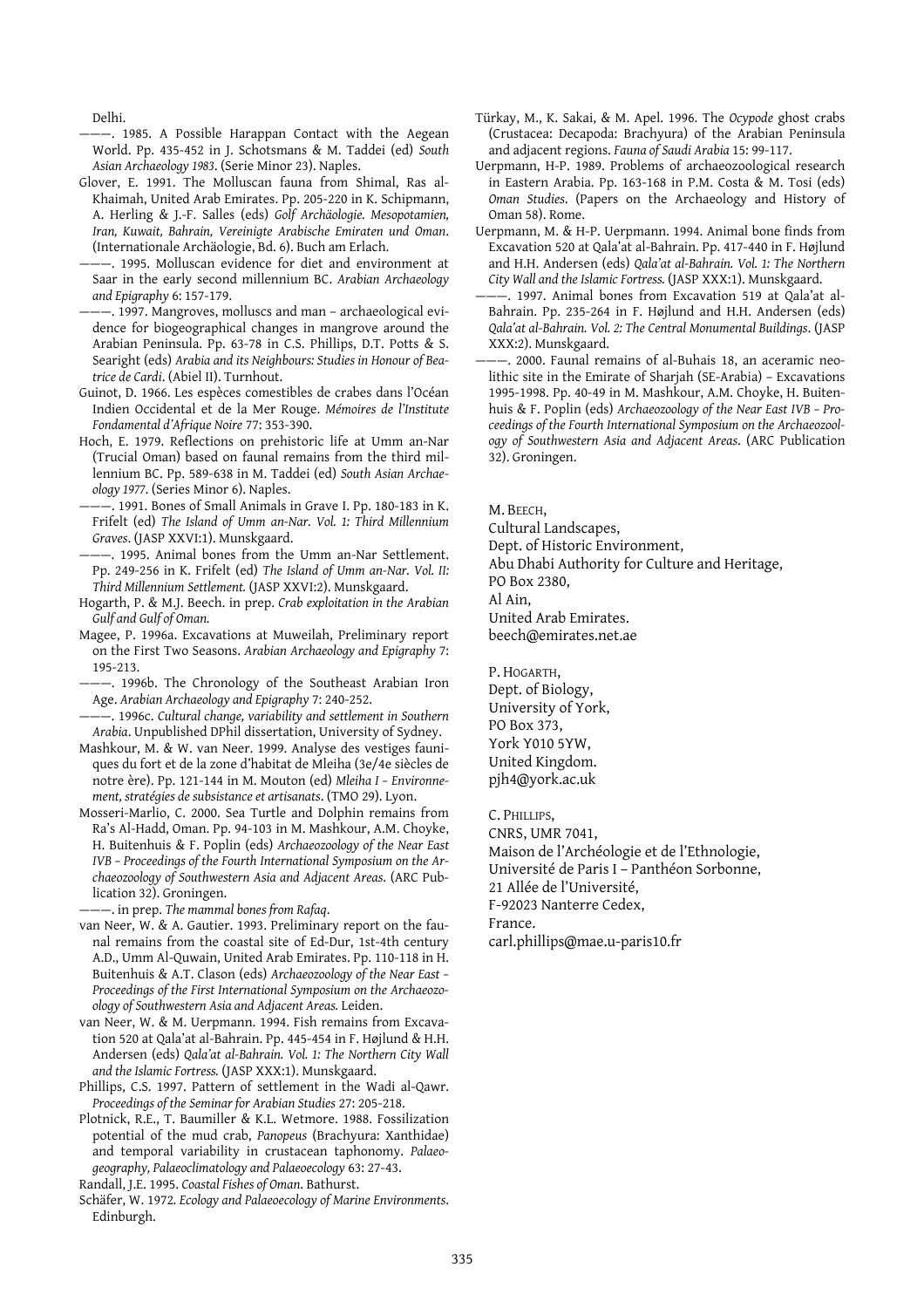Delhi.

———. 1985. A Possible Harappan Contact with the Aegean World. Pp. 435-452 in J. Schotsmans & M. Taddei (ed) *South Asian Archaeology 1983*. (Serie Minor 23). Naples.

Glover, E. 1991. The Molluscan fauna from Shimal, Ras al-Khaimah, United Arab Emirates. Pp. 205-220 in K. Schipmann, A. Herling & J.-F. Salles (eds) *Golf Archäologie. Mesopotamien, Iran, Kuwait, Bahrain, Vereinigte Arabische Emiraten und Oman*. (Internationale Archäologie, Bd. 6). Buch am Erlach.

———. 1995. Molluscan evidence for diet and environment at Saar in the early second millennium BC. *Arabian Archaeology and Epigraphy* 6: 157-179.

———. 1997. Mangroves, molluscs and man – archaeological evidence for biogeographical changes in mangrove around the Arabian Peninsula. Pp. 63-78 in C.S. Phillips, D.T. Potts & S. Searight (eds) *Arabia and its Neighbours: Studies in Honour of Beatrice de Cardi*. (Abiel II). Turnhout.

Guinot, D. 1966. Les espèces comestibles de crabes dans l'Océan Indien Occidental et de la Mer Rouge. *Mémoires de l'Institute Fondamental d'Afrique Noire* 77: 353-390.

Hoch, E. 1979. Reflections on prehistoric life at Umm an-Nar (Trucial Oman) based on faunal remains from the third millennium BC. Pp. 589-638 in M. Taddei (ed) *South Asian Archaeology 1977*. (Series Minor 6). Naples.

———. 1991. Bones of Small Animals in Grave I. Pp. 180-183 in K. Frifelt (ed) *The Island of Umm an-Nar. Vol. 1: Third Millennium Graves*. (JASP XXVI:1). Munskgaard.

———. 1995. Animal bones from the Umm an-Nar Settlement. Pp. 249-256 in K. Frifelt (ed) *The Island of Umm an-Nar. Vol. II: Third Millennium Settlement*. (JASP XXVI:2). Munskgaard.

Hogarth, P. & M.J. Beech. in prep. *Crab exploitation in the Arabian Gulf and Gulf of Oman.*

Magee, P. 1996a. Excavations at Muweilah, Preliminary report on the First Two Seasons. *Arabian Archaeology and Epigraphy* 7: 195-213.

———. 1996b. The Chronology of the Southeast Arabian Iron Age. *Arabian Archaeology and Epigraphy* 7: 240-252.

———. 1996c. *Cultural change, variability and settlement in Southern Arabia*. Unpublished DPhil dissertation, University of Sydney.

Mashkour, M. & W. van Neer. 1999. Analyse des vestiges fauniques du fort et de la zone d'habitat de Mleiha (3e/4e siècles de notre ère). Pp. 121-144 in M. Mouton (ed) *Mleiha I – Environnement, stratégies de subsistance et artisanats*. (TMO 29). Lyon.

Mosseri-Marlio, C. 2000. Sea Turtle and Dolphin remains from Ra's Al-Hadd, Oman. Pp. 94-103 in M. Mashkour, A.M. Choyke, H. Buitenhuis & F. Poplin (eds) *Archaeozoology of the Near East IVB – Proceedings of the Fourth International Symposium on the Archaeozoology of Southwestern Asia and Adjacent Areas*. (ARC Publication 32). Groningen.

———. in prep. *The mammal bones from Rafaq*.

van Neer, W. & A. Gautier. 1993. Preliminary report on the faunal remains from the coastal site of Ed-Dur, 1st-4th century A.D., Umm Al-Quwain, United Arab Emirates. Pp. 110-118 in H. Buitenhuis & A.T. Clason (eds) *Archaeozoology of the Near East – Proceedings of the First International Symposium on the Archaeozoology of Southwestern Asia and Adjacent Areas.* Leiden.

van Neer, W. & M. Uerpmann. 1994. Fish remains from Excavation 520 at Qala'at al-Bahrain. Pp. 445-454 in F. Højlund & H.H. Andersen (eds) *Qala'at al-Bahrain. Vol. 1: The Northern City Wall and the Islamic Fortress.* (JASP XXX:1). Munskgaard.

Phillips, C.S. 1997. Pattern of settlement in the Wadi al-Qawr. *Proceedings of the Seminar for Arabian Studies* 27: 205-218.

Plotnick, R.E., T. Baumiller & K.L. Wetmore. 1988. Fossilization potential of the mud crab, *Panopeus* (Brachyura: Xanthidae) and temporal variability in crustacean taphonomy. *Palaeogeography, Palaeoclimatology and Palaeoecology* 63: 27-43.

Randall, J.E. 1995. *Coastal Fishes of Oman*. Bathurst.

Schäfer, W. 1972. *Ecology and Palaeoecology of Marine Environments*. Edinburgh.

Türkay, M., K. Sakai, & M. Apel. 1996. The *Ocypode* ghost crabs (Crustacea: Decapoda: Brachyura) of the Arabian Peninsula and adjacent regions. *Fauna of Saudi Arabia* 15: 99-117.

Uerpmann, H-P. 1989. Problems of archaeozoological research in Eastern Arabia. Pp. 163-168 in P.M. Costa & M. Tosi (eds) *Oman Studies*. (Papers on the Archaeology and History of Oman 58). Rome.

Uerpmann, M. & H-P. Uerpmann. 1994. Animal bone finds from Excavation 520 at Qala'at al-Bahrain. Pp. 417-440 in F. Højlund and H.H. Andersen (eds) *Qala'at al-Bahrain. Vol. 1: The Northern City Wall and the Islamic Fortress.* (JASP XXX:1). Munskgaard.

———. 1997. Animal bones from Excavation 519 at Qala'at al-Bahrain. Pp. 235-264 in F. Højlund and H.H. Andersen (eds) *Qala'at al-Bahrain. Vol. 2: The Central Monumental Buildings*. (JASP XXX:2). Munskgaard.

———. 2000. Faunal remains of al-Buhais 18, an aceramic neolithic site in the Emirate of Sharjah (SE-Arabia) – Excavations 1995-1998. Pp. 40-49 in M. Mashkour, A.M. Choyke, H. Buitenhuis & F. Poplin (eds) *Archaeozoology of the Near East IVB – Proceedings of the Fourth International Symposium on the Archaeozoology of Southwestern Asia and Adjacent Areas.* (ARC Publication 32). Groningen.

M. Beech,
Cultural Landscapes,
Dept. of Historic Environment,
Abu Dhabi Authority for Culture and Heritage,
PO Box 2380,
Al Ain,
United Arab Emirates.
beech@emirates.net.ae

P. Hogarth,
Dept. of Biology,
University of York,
PO Box 373,
York Y010 5YW,
United Kingdom.
pjh4@york.ac.uk

C. Phillips,
CNRS, UMR 7041,
Maison de l'Archéologie et de l'Ethnologie,
Université de Paris I – Panthéon Sorbonne,
21 Allée de l'Université,
F-92023 Nanterre Cedex,
France.
carl.phillips@mae.u-paris10.fr